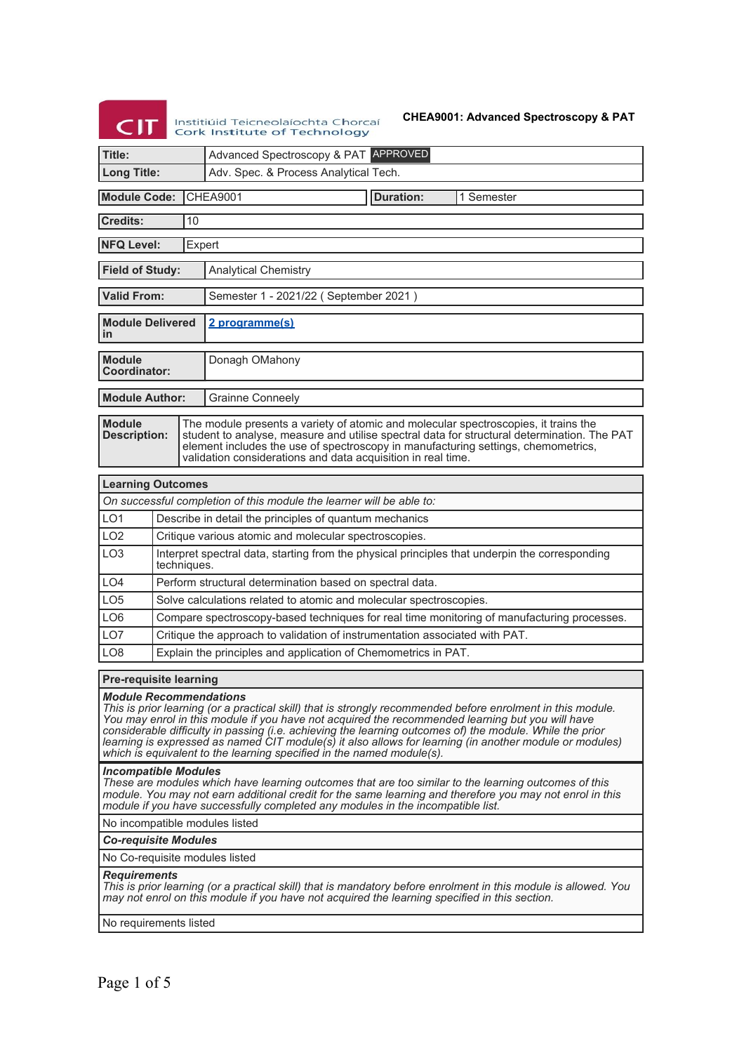Institiúid Teicneolaíochta Chorcaí
Cork Institute of Technology

**CHEA9001: Advanced Spectroscopy & PAT**

| | |
|---|---|
| **Title:** | Advanced Spectroscopy & PAT APPROVED |
| **Long Title:** | Adv. Spec. & Process Analytical Tech. |

| | | | |
|---|---|---|---|
| **Module Code:** | CHEA9001 | **Duration:** | 1 Semester |

| | |
|---|---|
| **Credits:** | 10 |
| **NFQ Level:** | Expert |
| **Field of Study:** | Analytical Chemistry |
| **Valid From:** | Semester 1 - 2021/22 ( September 2021 ) |
| **Module Delivered in** | 2 programme(s) |
| **Module Coordinator:** | Donagh OMahony |
| **Module Author:** | Grainne Conneely |
| **Module Description:** | The module presents a variety of atomic and molecular spectroscopies, it trains the student to analyse, measure and utilise spectral data for structural determination. The PAT element includes the use of spectroscopy in manufacturing settings, chemometrics, validation considerations and data acquisition in real time. |

| **Learning Outcomes** | |
|---|---|
| *On successful completion of this module the learner will be able to:* | |
| LO1 | Describe in detail the principles of quantum mechanics |
| LO2 | Critique various atomic and molecular spectroscopies. |
| LO3 | Interpret spectral data, starting from the physical principles that underpin the corresponding techniques. |
| LO4 | Perform structural determination based on spectral data. |
| LO5 | Solve calculations related to atomic and molecular spectroscopies. |
| LO6 | Compare spectroscopy-based techniques for real time monitoring of manufacturing processes. |
| LO7 | Critique the approach to validation of instrumentation associated with PAT. |
| LO8 | Explain the principles and application of Chemometrics in PAT. |

**Pre-requisite learning**

***Module Recommendations***
*This is prior learning (or a practical skill) that is strongly recommended before enrolment in this module. You may enrol in this module if you have not acquired the recommended learning but you will have considerable difficulty in passing (i.e. achieving the learning outcomes of) the module. While the prior learning is expressed as named CIT module(s) it also allows for learning (in another module or modules) which is equivalent to the learning specified in the named module(s).*

***Incompatible Modules***
*These are modules which have learning outcomes that are too similar to the learning outcomes of this module. You may not earn additional credit for the same learning and therefore you may not enrol in this module if you have successfully completed any modules in the incompatible list.*

No incompatible modules listed

***Co-requisite Modules***

No Co-requisite modules listed

***Requirements***
*This is prior learning (or a practical skill) that is mandatory before enrolment in this module is allowed. You may not enrol on this module if you have not acquired the learning specified in this section.*

No requirements listed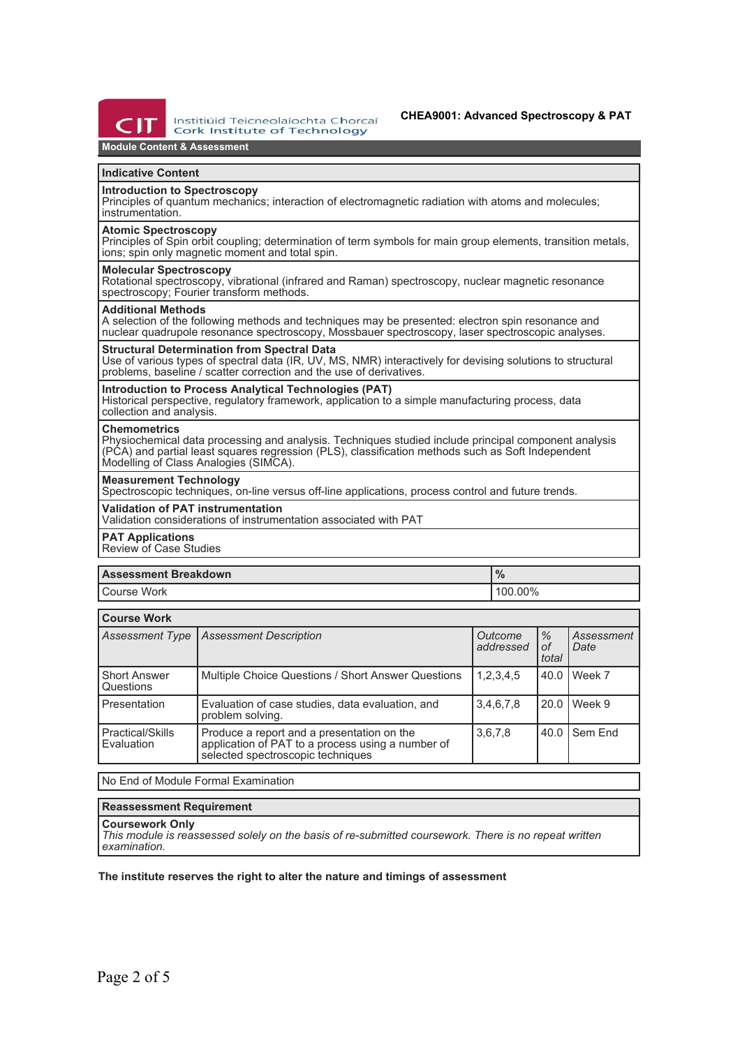## Module Content & Assessment

### Indicative Content

**Introduction to Spectroscopy**
Principles of quantum mechanics; interaction of electromagnetic radiation with atoms and molecules; instrumentation.

**Atomic Spectroscopy**
Principles of Spin orbit coupling; determination of term symbols for main group elements, transition metals, ions; spin only magnetic moment and total spin.

**Molecular Spectroscopy**
Rotational spectroscopy, vibrational (infrared and Raman) spectroscopy, nuclear magnetic resonance spectroscopy; Fourier transform methods.

**Additional Methods**
A selection of the following methods and techniques may be presented: electron spin resonance and nuclear quadrupole resonance spectroscopy, Mossbauer spectroscopy, laser spectroscopic analyses.

**Structural Determination from Spectral Data**
Use of various types of spectral data (IR, UV, MS, NMR) interactively for devising solutions to structural problems, baseline / scatter correction and the use of derivatives.

**Introduction to Process Analytical Technologies (PAT)**
Historical perspective, regulatory framework, application to a simple manufacturing process, data collection and analysis.

**Chemometrics**
Physiochemical data processing and analysis. Techniques studied include principal component analysis (PCA) and partial least squares regression (PLS), classification methods such as Soft Independent Modelling of Class Analogies (SIMCA).

**Measurement Technology**
Spectroscopic techniques, on-line versus off-line applications, process control and future trends.

**Validation of PAT instrumentation**
Validation considerations of instrumentation associated with PAT

**PAT Applications**
Review of Case Studies

| Assessment Breakdown | % |
|---|---|
| Course Work | 100.00% |

**Course Work**

| *Assessment Type* | *Assessment Description* | *Outcome addressed* | *% of total* | *Assessment Date* |
|---|---|---|---|---|
| Short Answer Questions | Multiple Choice Questions / Short Answer Questions | 1,2,3,4,5 | 40.0 | Week 7 |
| Presentation | Evaluation of case studies, data evaluation, and problem solving. | 3,4,6,7,8 | 20.0 | Week 9 |
| Practical/Skills Evaluation | Produce a report and a presentation on the application of PAT to a process using a number of selected spectroscopic techniques | 3,6,7,8 | 40.0 | Sem End |

No End of Module Formal Examination

### Reassessment Requirement

**Coursework Only**
*This module is reassessed solely on the basis of re-submitted coursework. There is no repeat written examination.*

**The institute reserves the right to alter the nature and timings of assessment**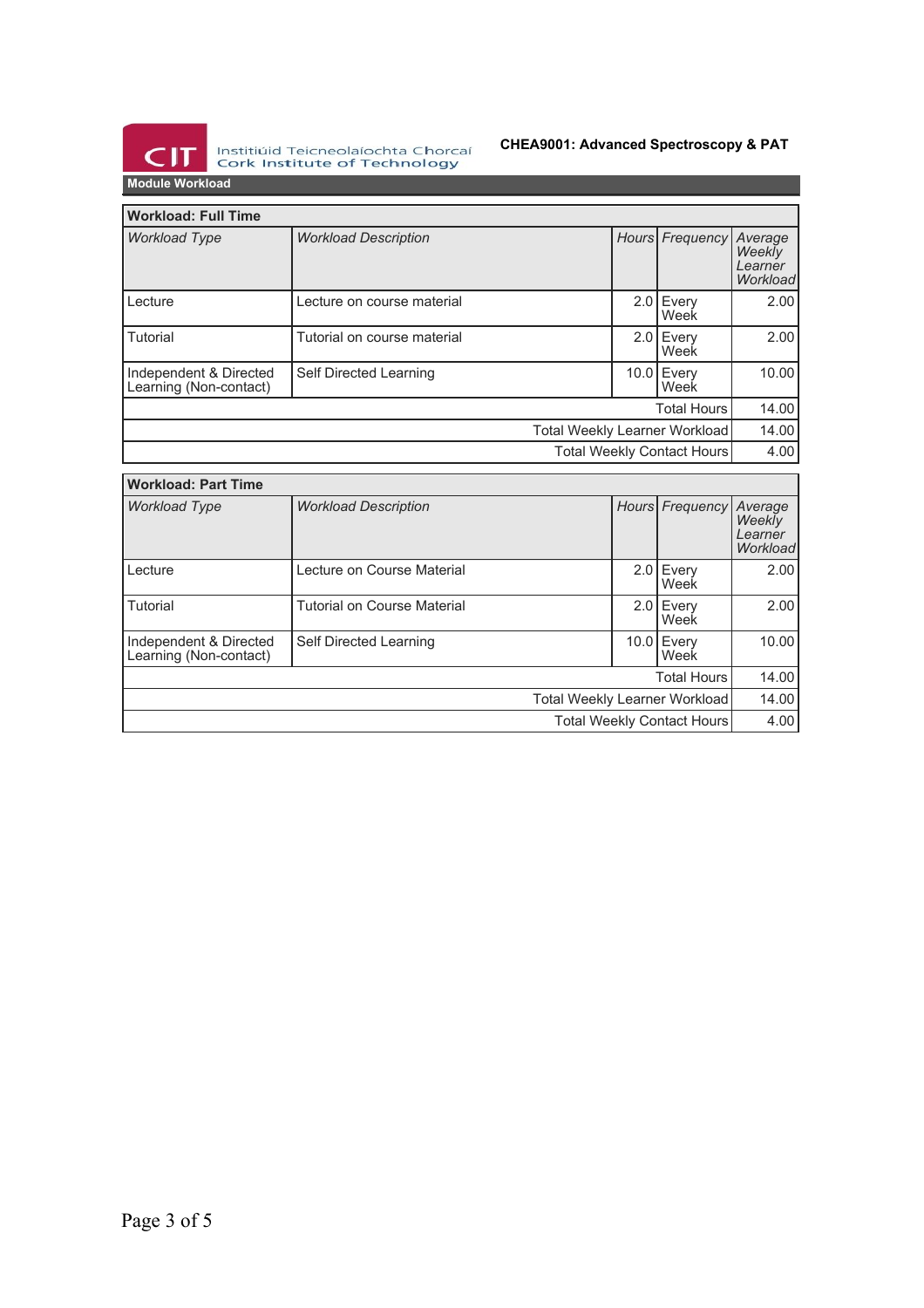## Module Workload

| Workload: Full Time | | | | |
|---|---|---|---|---|
| *Workload Type* | *Workload Description* | *Hours* | *Frequency* | *Average Weekly Learner Workload* |
| Lecture | Lecture on course material | 2.0 | Every Week | 2.00 |
| Tutorial | Tutorial on course material | 2.0 | Every Week | 2.00 |
| Independent & Directed Learning (Non-contact) | Self Directed Learning | 10.0 | Every Week | 10.00 |
| | | | Total Hours | 14.00 |
| | | | Total Weekly Learner Workload | 14.00 |
| | | | Total Weekly Contact Hours | 4.00 |

| Workload: Part Time | | | | |
|---|---|---|---|---|
| *Workload Type* | *Workload Description* | *Hours* | *Frequency* | *Average Weekly Learner Workload* |
| Lecture | Lecture on Course Material | 2.0 | Every Week | 2.00 |
| Tutorial | Tutorial on Course Material | 2.0 | Every Week | 2.00 |
| Independent & Directed Learning (Non-contact) | Self Directed Learning | 10.0 | Every Week | 10.00 |
| | | | Total Hours | 14.00 |
| | | | Total Weekly Learner Workload | 14.00 |
| | | | Total Weekly Contact Hours | 4.00 |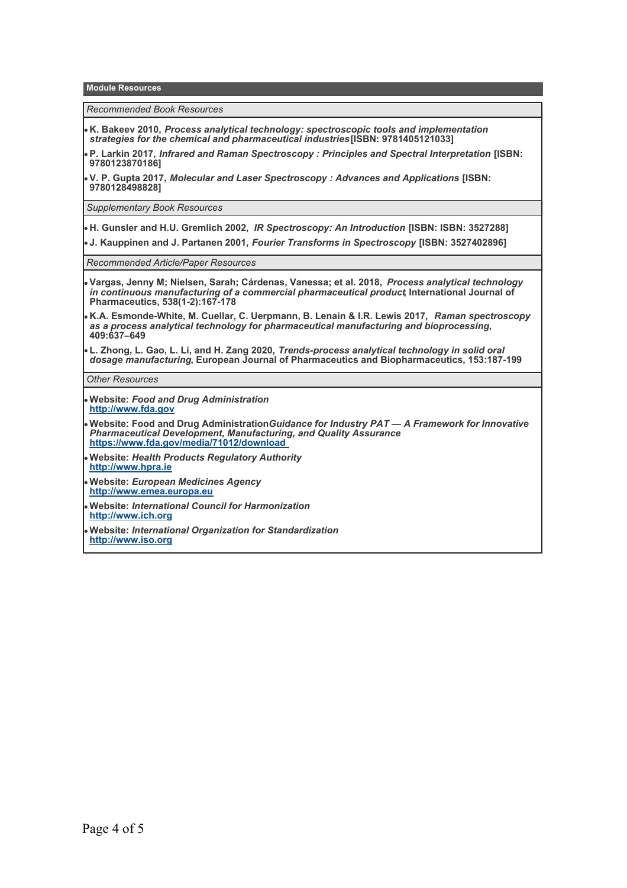## Module Resources

*Recommended Book Resources*

- **K. Bakeev 2010, *Process analytical technology: spectroscopic tools and implementation strategies for the chemical and pharmaceutical industries*[ISBN: 9781405121033]**
- **P. Larkin 2017, *Infrared and Raman Spectroscopy : Principles and Spectral Interpretation* [ISBN: 9780123870186]**
- **V. P. Gupta 2017, *Molecular and Laser Spectroscopy : Advances and Applications* [ISBN: 9780128498828]**

*Supplementary Book Resources*

- **H. Gunsler and H.U. Gremlich 2002, *IR Spectroscopy: An Introduction* [ISBN: ISBN: 3527288]**
- **J. Kauppinen and J. Partanen 2001, *Fourier Transforms in Spectroscopy* [ISBN: 3527402896]**

*Recommended Article/Paper Resources*

- **Vargas, Jenny M; Nielsen, Sarah; Cárdenas, Vanessa; et al. 2018, *Process analytical technology in continuous manufacturing of a commercial pharmaceutical product*, International Journal of Pharmaceutics, 538(1-2):167-178**
- **K.A. Esmonde-White, M. Cuellar, C. Uerpmann, B. Lenain & I.R. Lewis 2017, *Raman spectroscopy as a process analytical technology for pharmaceutical manufacturing and bioprocessing*, 409:637–649**
- **L. Zhong, L. Gao, L. Li, and H. Zang 2020, *Trends-process analytical technology in solid oral dosage manufacturing*, European Journal of Pharmaceutics and Biopharmaceutics, 153:187-199**

*Other Resources*

- **Website: *Food and Drug Administration***
  [http://www.fda.gov](http://www.fda.gov)
- **Website: Food and Drug Administration*Guidance for Industry PAT — A Framework for Innovative Pharmaceutical Development, Manufacturing, and Quality Assurance***
  [https://www.fda.gov/media/71012/download](https://www.fda.gov/media/71012/download)
- **Website: *Health Products Regulatory Authority***
  [http://www.hpra.ie](http://www.hpra.ie)
- **Website: *European Medicines Agency***
  [http://www.emea.europa.eu](http://www.emea.europa.eu)
- **Website: *International Council for Harmonization***
  [http://www.ich.org](http://www.ich.org)
- **Website: *International Organization for Standardization***
  [http://www.iso.org](http://www.iso.org)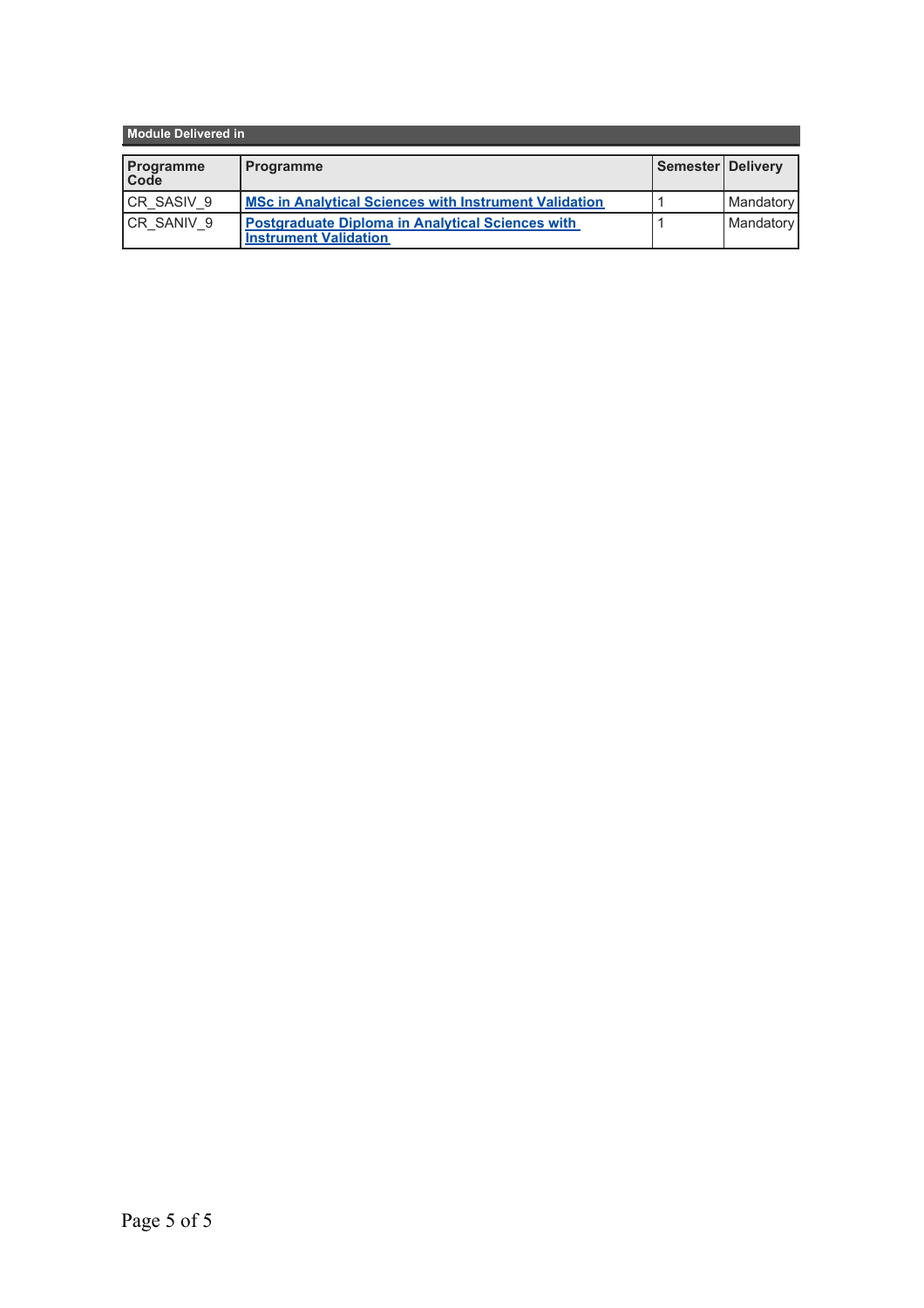### Module Delivered in

| Programme Code | Programme | Semester | Delivery |
|---|---|---|---|
| CR_SASIV_9 | **MSc in Analytical Sciences with Instrument Validation** | 1 | Mandatory |
| CR_SANIV_9 | **Postgraduate Diploma in Analytical Sciences with Instrument Validation** | 1 | Mandatory |